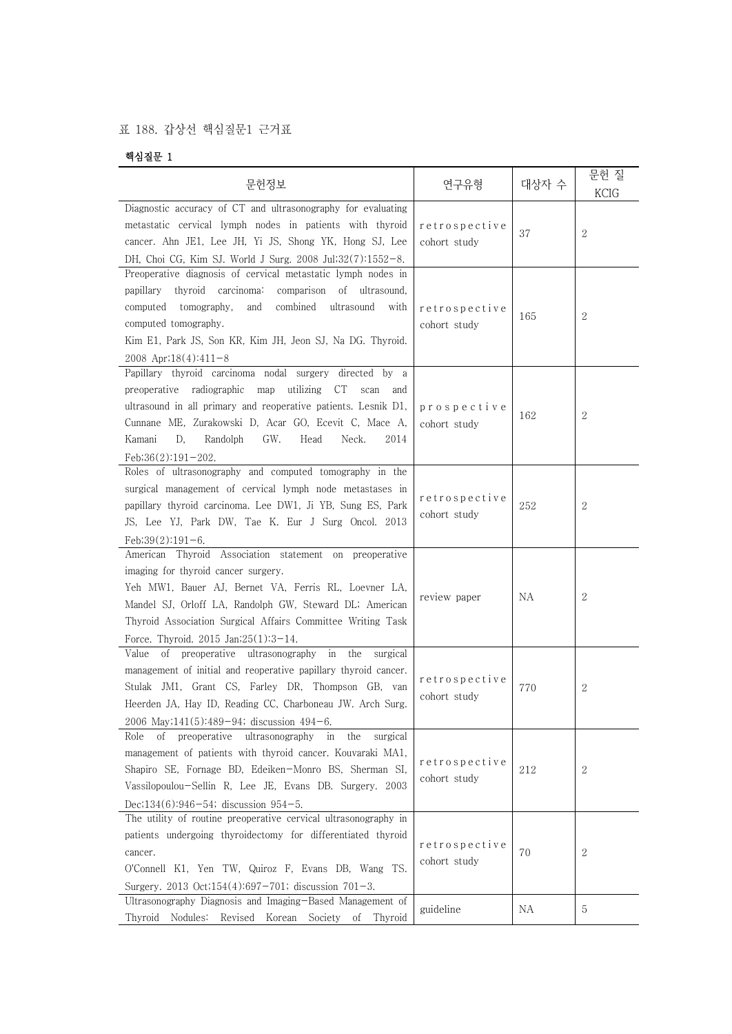표 188. 갑상선 핵심질문1 근거표

**핵심질문 1**

| 문헌정보 | 연구유형 | 대상자 수 | 문헌 질 KCIG |
|---|---|---|---|
| Diagnostic accuracy of CT and ultrasonography for evaluating metastatic cervical lymph nodes in patients with thyroid cancer. Ahn JE1, Lee JH, Yi JS, Shong YK, Hong SJ, Lee DH, Choi CG, Kim SJ. World J Surg. 2008 Jul;32(7):1552-8. | retrospective cohort study | 37 | 2 |
| Preoperative diagnosis of cervical metastatic lymph nodes in papillary thyroid carcinoma: comparison of ultrasound, computed tomography, and combined ultrasound with computed tomography. Kim E1, Park JS, Son KR, Kim JH, Jeon SJ, Na DG. Thyroid. 2008 Apr;18(4):411-8 | retrospective cohort study | 165 | 2 |
| Papillary thyroid carcinoma nodal surgery directed by a preoperative radiographic map utilizing CT scan and ultrasound in all primary and reoperative patients. Lesnik D1, Cunnane ME, Zurakowski D, Acar GO, Ecevit C, Mace A, Kamani D, Randolph GW. Head Neck. 2014 Feb;36(2):191-202. | prospective cohort study | 162 | 2 |
| Roles of ultrasonography and computed tomography in the surgical management of cervical lymph node metastases in papillary thyroid carcinoma. Lee DW1, Ji YB, Sung ES, Park JS, Lee YJ, Park DW, Tae K. Eur J Surg Oncol. 2013 Feb;39(2):191-6. | retrospective cohort study | 252 | 2 |
| American Thyroid Association statement on preoperative imaging for thyroid cancer surgery. Yeh MW1, Bauer AJ, Bernet VA, Ferris RL, Loevner LA, Mandel SJ, Orloff LA, Randolph GW, Steward DL; American Thyroid Association Surgical Affairs Committee Writing Task Force. Thyroid. 2015 Jan;25(1):3-14. | review paper | NA | 2 |
| Value of preoperative ultrasonography in the surgical management of initial and reoperative papillary thyroid cancer. Stulak JM1, Grant CS, Farley DR, Thompson GB, van Heerden JA, Hay ID, Reading CC, Charboneau JW. Arch Surg. 2006 May;141(5):489-94; discussion 494-6. | retrospective cohort study | 770 | 2 |
| Role of preoperative ultrasonography in the surgical management of patients with thyroid cancer. Kouvaraki MA1, Shapiro SE, Fornage BD, Edeiken-Monro BS, Sherman SI, Vassilopoulou-Sellin R, Lee JE, Evans DB. Surgery. 2003 Dec;134(6):946-54; discussion 954-5. | retrospective cohort study | 212 | 2 |
| The utility of routine preoperative cervical ultrasonography in patients undergoing thyroidectomy for differentiated thyroid cancer. O'Connell K1, Yen TW, Quiroz F, Evans DB, Wang TS. Surgery. 2013 Oct;154(4):697-701; discussion 701-3. | retrospective cohort study | 70 | 2 |
| Ultrasonography Diagnosis and Imaging-Based Management of Thyroid Nodules: Revised Korean Society of Thyroid | guideline | NA | 5 |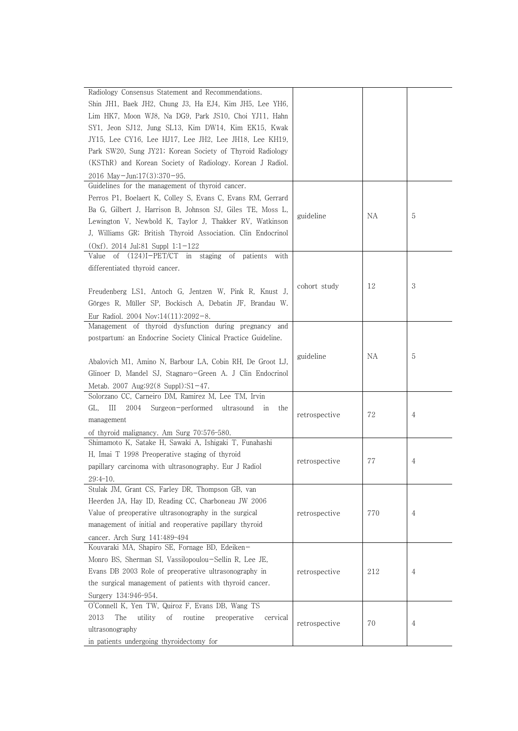| | | | |
|---|---|---|---|
| Radiology Consensus Statement and Recommendations. Shin JH1, Baek JH2, Chung J3, Ha EJ4, Kim JH5, Lee YH6, Lim HK7, Moon WJ8, Na DG9, Park JS10, Choi YJ11, Hahn SY1, Jeon SJ12, Jung SL13, Kim DW14, Kim EK15, Kwak JY15, Lee CY16, Lee HJ17, Lee JH2, Lee JH18, Lee KH19, Park SW20, Sung JY21; Korean Society of Thyroid Radiology (KSThR) and Korean Society of Radiology. Korean J Radiol. 2016 May−Jun;17(3):370−95. | | | |
| Guidelines for the management of thyroid cancer. Perros P1, Boelaert K, Colley S, Evans C, Evans RM, Gerrard Ba G, Gilbert J, Harrison B, Johnson SJ, Giles TE, Moss L, Lewington V, Newbold K, Taylor J, Thakker RV, Watkinson J, Williams GR; British Thyroid Association. Clin Endocrinol (Oxf). 2014 Jul;81 Suppl 1:1−122 | guideline | NA | 5 |
| Value of (124)I−PET/CT in staging of patients with differentiated thyroid cancer. Freudenberg LS1, Antoch G, Jentzen W, Pink R, Knust J, Görges R, Müller SP, Bockisch A, Debatin JF, Brandau W. Eur Radiol. 2004 Nov;14(11):2092−8. | cohort study | 12 | 3 |
| Management of thyroid dysfunction during pregnancy and postpartum: an Endocrine Society Clinical Practice Guideline. Abalovich M1, Amino N, Barbour LA, Cobin RH, De Groot LJ, Glinoer D, Mandel SJ, Stagnaro−Green A. J Clin Endocrinol Metab. 2007 Aug;92(8 Suppl):S1−47. | guideline | NA | 5 |
| Solorzano CC, Carneiro DM, Ramirez M, Lee TM, Irvin GL, III 2004 Surgeon−performed ultrasound in the management of thyroid malignancy. Am Surg 70:576-580. | retrospective | 72 | 4 |
| Shimamoto K, Satake H, Sawaki A, Ishigaki T, Funahashi H, Imai T 1998 Preoperative staging of thyroid papillary carcinoma with ultrasonography. Eur J Radiol 29:4-10. | retrospective | 77 | 4 |
| Stulak JM, Grant CS, Farley DR, Thompson GB, van Heerden JA, Hay ID, Reading CC, Charboneau JW 2006 Value of preoperative ultrasonography in the surgical management of initial and reoperative papillary thyroid cancer. Arch Surg 141:489-494 | retrospective | 770 | 4 |
| Kouvaraki MA, Shapiro SE, Fornage BD, Edeiken−Monro BS, Sherman SI, Vassilopoulou−Sellin R, Lee JE, Evans DB 2003 Role of preoperative ultrasonography in the surgical management of patients with thyroid cancer. Surgery 134:946-954. | retrospective | 212 | 4 |
| O'Connell K, Yen TW, Quiroz F, Evans DB, Wang TS 2013 The utility of routine preoperative cervical ultrasonography in patients undergoing thyroidectomy for | retrospective | 70 | 4 |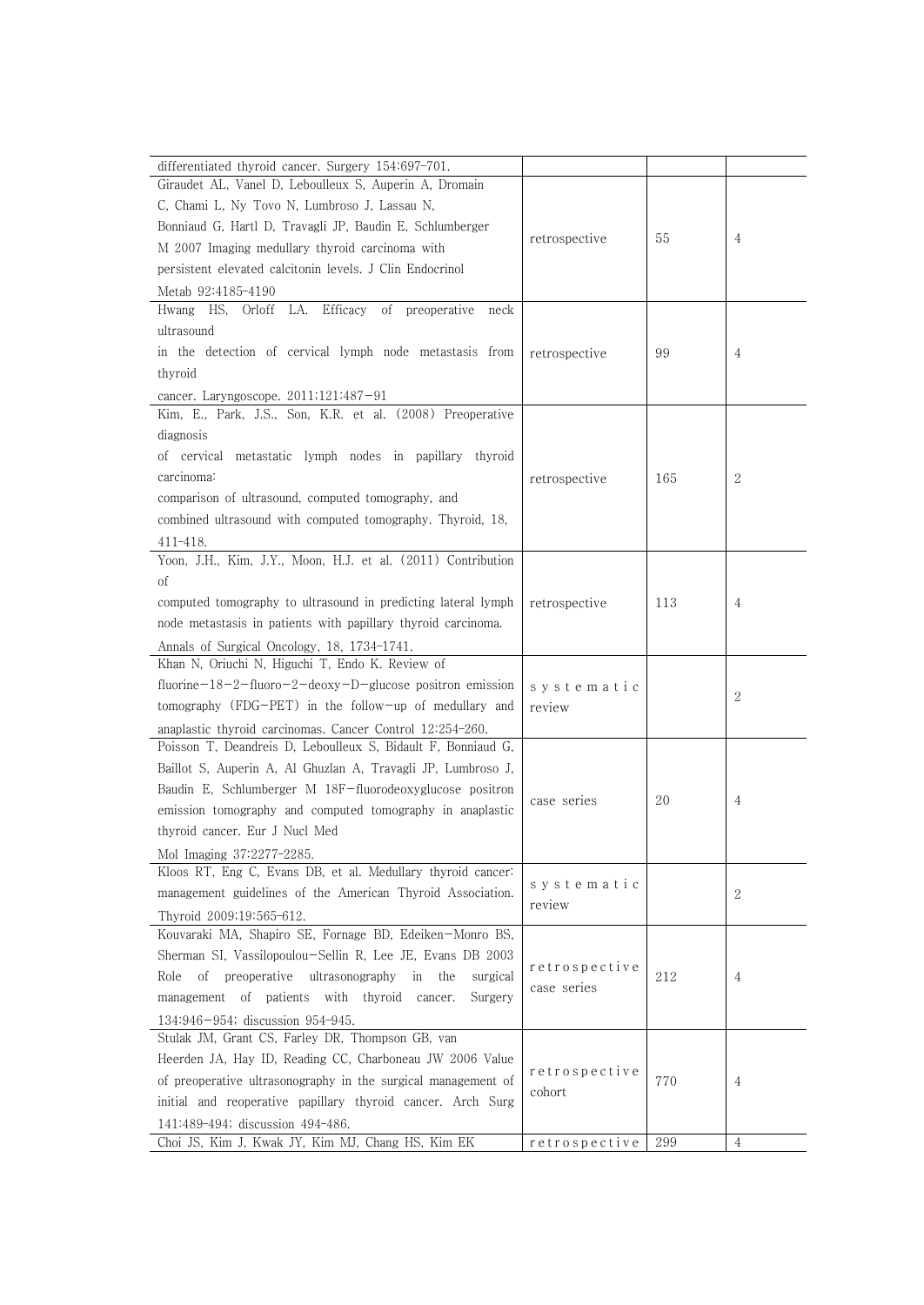| | | | |
|---|---|---|---|
| differentiated thyroid cancer. Surgery 154:697-701. | | | |
| Giraudet AL, Vanel D, Leboulleux S, Auperin A, Dromain C, Chami L, Ny Tovo N, Lumbroso J, Lassau N, Bonniaud G, Hartl D, Travagli JP, Baudin E, Schlumberger M 2007 Imaging medullary thyroid carcinoma with persistent elevated calcitonin levels. J Clin Endocrinol Metab 92:4185-4190 | retrospective | 55 | 4 |
| Hwang HS, Orloff LA. Efficacy of preoperative neck ultrasound in the detection of cervical lymph node metastasis from thyroid cancer. Laryngoscope. 2011;121:487−91 | retrospective | 99 | 4 |
| Kim, E., Park, J.S., Son, K.R. et al. (2008) Preoperative diagnosis of cervical metastatic lymph nodes in papillary thyroid carcinoma: comparison of ultrasound, computed tomography, and combined ultrasound with computed tomography. Thyroid, 18, 411-418. | retrospective | 165 | 2 |
| Yoon, J.H., Kim, J.Y., Moon, H.J. et al. (2011) Contribution of computed tomography to ultrasound in predicting lateral lymph node metastasis in patients with papillary thyroid carcinoma. Annals of Surgical Oncology, 18, 1734-1741. | retrospective | 113 | 4 |
| Khan N, Oriuchi N, Higuchi T, Endo K. Review of fluorine−18−2−fluoro−2−deoxy−D−glucose positron emission tomography (FDG−PET) in the follow−up of medullary and anaplastic thyroid carcinomas. Cancer Control 12:254-260. | systematic review | | 2 |
| Poisson T, Deandreis D, Leboulleux S, Bidault F, Bonniaud G, Baillot S, Auperin A, Al Ghuzlan A, Travagli JP, Lumbroso J, Baudin E, Schlumberger M 18F−fluorodeoxyglucose positron emission tomography and computed tomography in anaplastic thyroid cancer. Eur J Nucl Med Mol Imaging 37:2277-2285. | case series | 20 | 4 |
| Kloos RT, Eng C, Evans DB, et al. Medullary thyroid cancer: management guidelines of the American Thyroid Association. Thyroid 2009;19:565-612. | systematic review | | 2 |
| Kouvaraki MA, Shapiro SE, Fornage BD, Edeiken−Monro BS, Sherman SI, Vassilopoulou−Sellin R, Lee JE, Evans DB 2003 Role of preoperative ultrasonography in the surgical management of patients with thyroid cancer. Surgery 134:946−954; discussion 954-945. | retrospective case series | 212 | 4 |
| Stulak JM, Grant CS, Farley DR, Thompson GB, van Heerden JA, Hay ID, Reading CC, Charboneau JW 2006 Value of preoperative ultrasonography in the surgical management of initial and reoperative papillary thyroid cancer. Arch Surg 141:489-494; discussion 494-486. | retrospective cohort | 770 | 4 |
| Choi JS, Kim J, Kwak JY, Kim MJ, Chang HS, Kim EK | retrospective | 299 | 4 |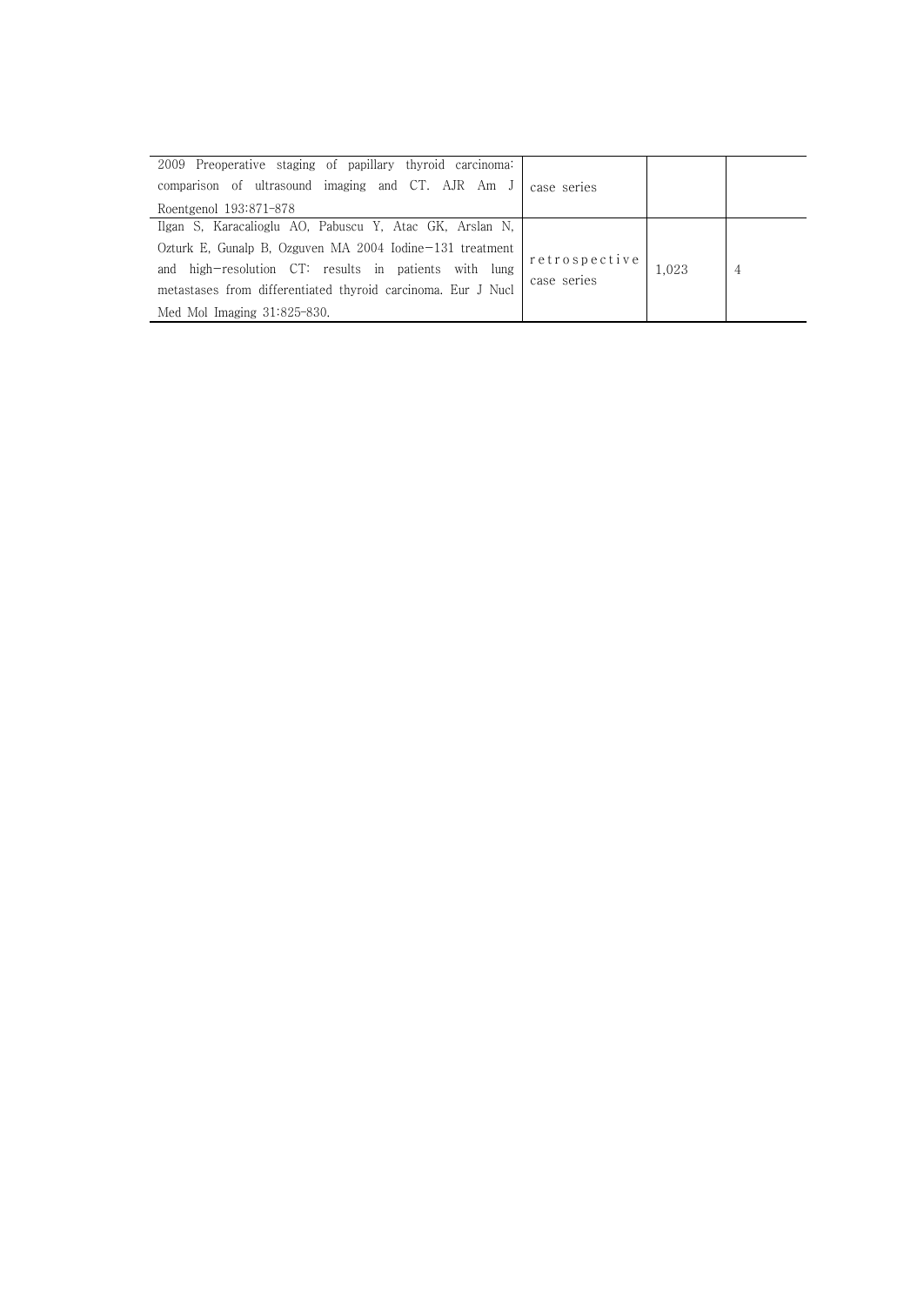| | | | |
|---|---|---|---|
| 2009 Preoperative staging of papillary thyroid carcinoma: comparison of ultrasound imaging and CT. AJR Am J Roentgenol 193:871-878 | case series | | |
| Ilgan S, Karacalioglu AO, Pabuscu Y, Atac GK, Arslan N, Ozturk E, Gunalp B, Ozguven MA 2004 Iodine-131 treatment and high-resolution CT: results in patients with lung metastases from differentiated thyroid carcinoma. Eur J Nucl Med Mol Imaging 31:825-830. | retrospective case series | 1,023 | 4 |